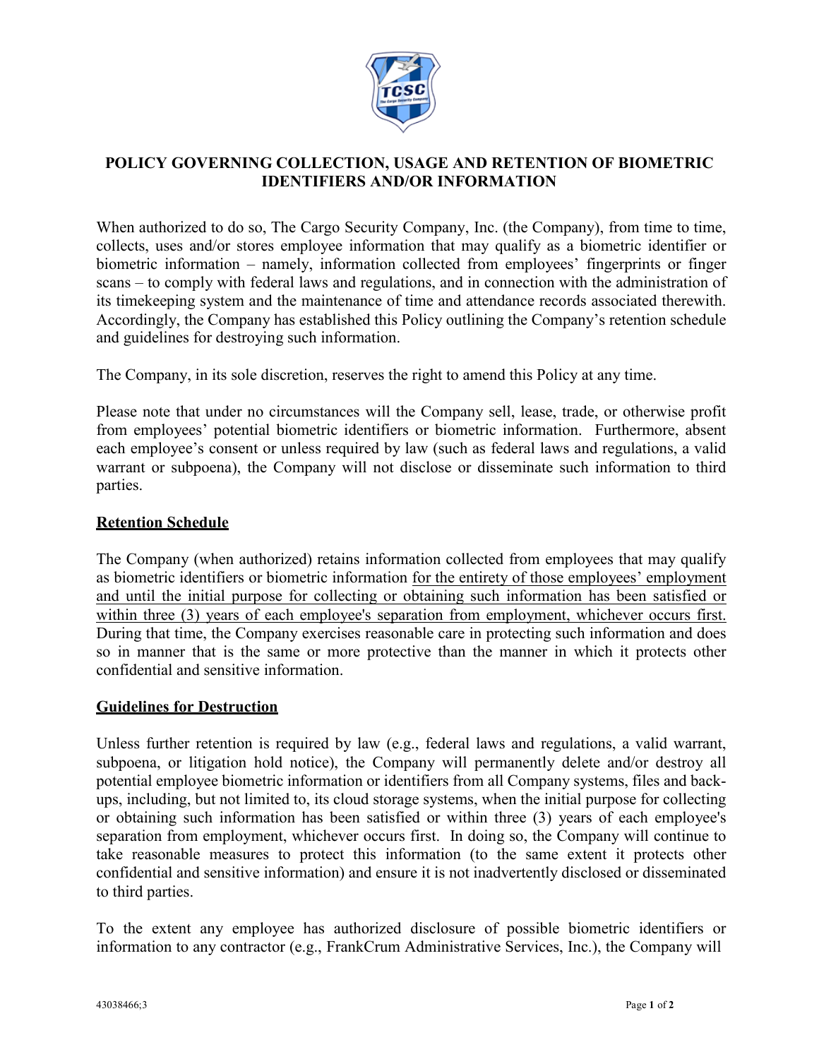# POLICY GOVERNING COLLECTION, USAGE AND RETENTION OF BIOMETRIC IDENTIFIERS AND/OR INFORMATION

When authorized to do so, The Cargo Security Company, Inc. (the Company), from time to time, collects, uses and/or stores employee information that may qualify as a biometric identifier or biometric information – namely, information collected from employees' fingerprints or finger scans – to comply with federal laws and regulations, and in connection with the administration of its timekeeping system and the maintenance of time and attendance records associated therewith. Accordingly, the Company has established this Policy outlining the Company's retention schedule and guidelines for destroying such information.

The Company, in its sole discretion, reserves the right to amend this Policy at any time.

Please note that under no circumstances will the Company sell, lease, trade, or otherwise profit from employees' potential biometric identifiers or biometric information. Furthermore, absent each employee's consent or unless required by law (such as federal laws and regulations, a valid warrant or subpoena), the Company will not disclose or disseminate such information to third parties.

## Retention Schedule

The Company (when authorized) retains information collected from employees that may qualify as biometric identifiers or biometric information <u>for the entirety of those employees' employment and until the initial purpose for collecting or obtaining such information has been satisfied or within three (3) years of each employee's separation from employment, whichever occurs first.</u> During that time, the Company exercises reasonable care in protecting such information and does so in manner that is the same or more protective than the manner in which it protects other confidential and sensitive information.

## Guidelines for Destruction

Unless further retention is required by law (e.g., federal laws and regulations, a valid warrant, subpoena, or litigation hold notice), the Company will permanently delete and/or destroy all potential employee biometric information or identifiers from all Company systems, files and back-ups, including, but not limited to, its cloud storage systems, when the initial purpose for collecting or obtaining such information has been satisfied or within three (3) years of each employee's separation from employment, whichever occurs first. In doing so, the Company will continue to take reasonable measures to protect this information (to the same extent it protects other confidential and sensitive information) and ensure it is not inadvertently disclosed or disseminated to third parties.

To the extent any employee has authorized disclosure of possible biometric identifiers or information to any contractor (e.g., FrankCrum Administrative Services, Inc.), the Company will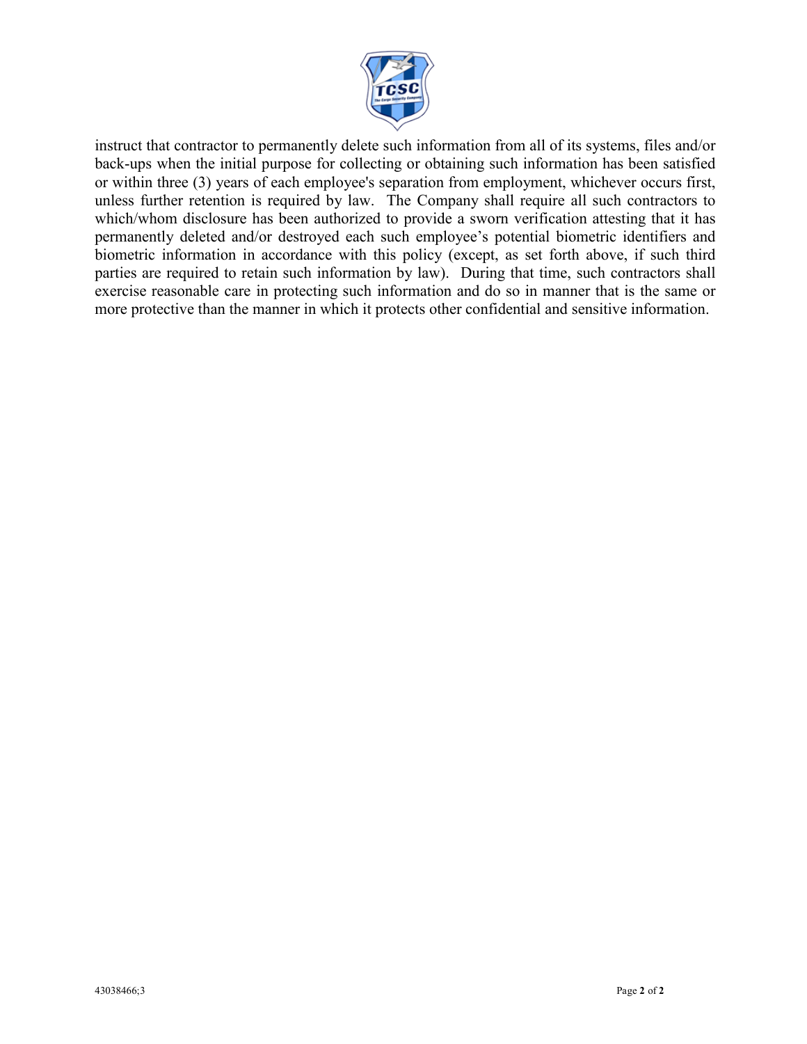instruct that contractor to permanently delete such information from all of its systems, files and/or back-ups when the initial purpose for collecting or obtaining such information has been satisfied or within three (3) years of each employee's separation from employment, whichever occurs first, unless further retention is required by law. The Company shall require all such contractors to which/whom disclosure has been authorized to provide a sworn verification attesting that it has permanently deleted and/or destroyed each such employee's potential biometric identifiers and biometric information in accordance with this policy (except, as set forth above, if such third parties are required to retain such information by law). During that time, such contractors shall exercise reasonable care in protecting such information and do so in manner that is the same or more protective than the manner in which it protects other confidential and sensitive information.